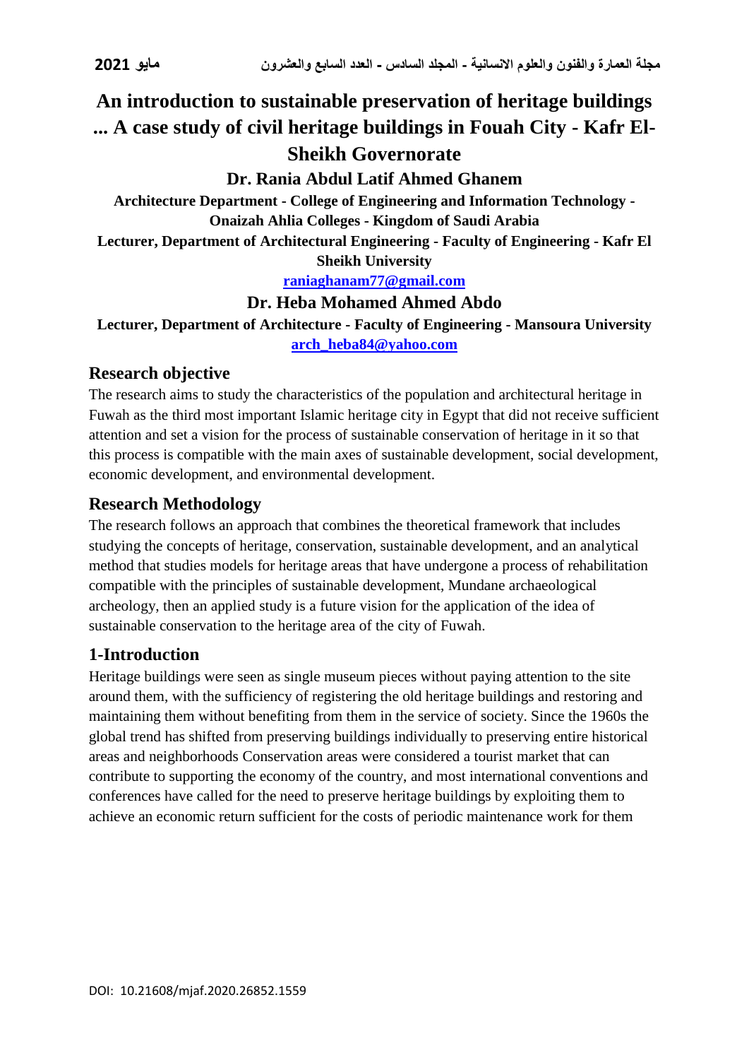# An introduction to sustainable preservation of heritage buildings ... A case study of civil heritage buildings in Fouah City - Kafr El-Sheikh Governorate

## Dr. Rania Abdul Latif Ahmed Ghanem

**Architecture Department - College of Engineering and Information Technology - Onaizah Ahlia Colleges - Kingdom of Saudi Arabia**

**Lecturer, Department of Architectural Engineering - Faculty of Engineering - Kafr El Sheikh University**

**raniaghanam77@gmail.com**

## Dr. Heba Mohamed Ahmed Abdo

**Lecturer, Department of Architecture - Faculty of Engineering - Mansoura University**

**arch_heba84@yahoo.com**

## Research objective

The research aims to study the characteristics of the population and architectural heritage in Fuwah as the third most important Islamic heritage city in Egypt that did not receive sufficient attention and set a vision for the process of sustainable conservation of heritage in it so that this process is compatible with the main axes of sustainable development, social development, economic development, and environmental development.

## Research Methodology

The research follows an approach that combines the theoretical framework that includes studying the concepts of heritage, conservation, sustainable development, and an analytical method that studies models for heritage areas that have undergone a process of rehabilitation compatible with the principles of sustainable development, Mundane archaeological archeology, then an applied study is a future vision for the application of the idea of sustainable conservation to the heritage area of the city of Fuwah.

## 1-Introduction

Heritage buildings were seen as single museum pieces without paying attention to the site around them, with the sufficiency of registering the old heritage buildings and restoring and maintaining them without benefiting from them in the service of society. Since the 1960s the global trend has shifted from preserving buildings individually to preserving entire historical areas and neighborhoods Conservation areas were considered a tourist market that can contribute to supporting the economy of the country, and most international conventions and conferences have called for the need to preserve heritage buildings by exploiting them to achieve an economic return sufficient for the costs of periodic maintenance work for them

DOI: 10.21608/mjaf.2020.26852.1559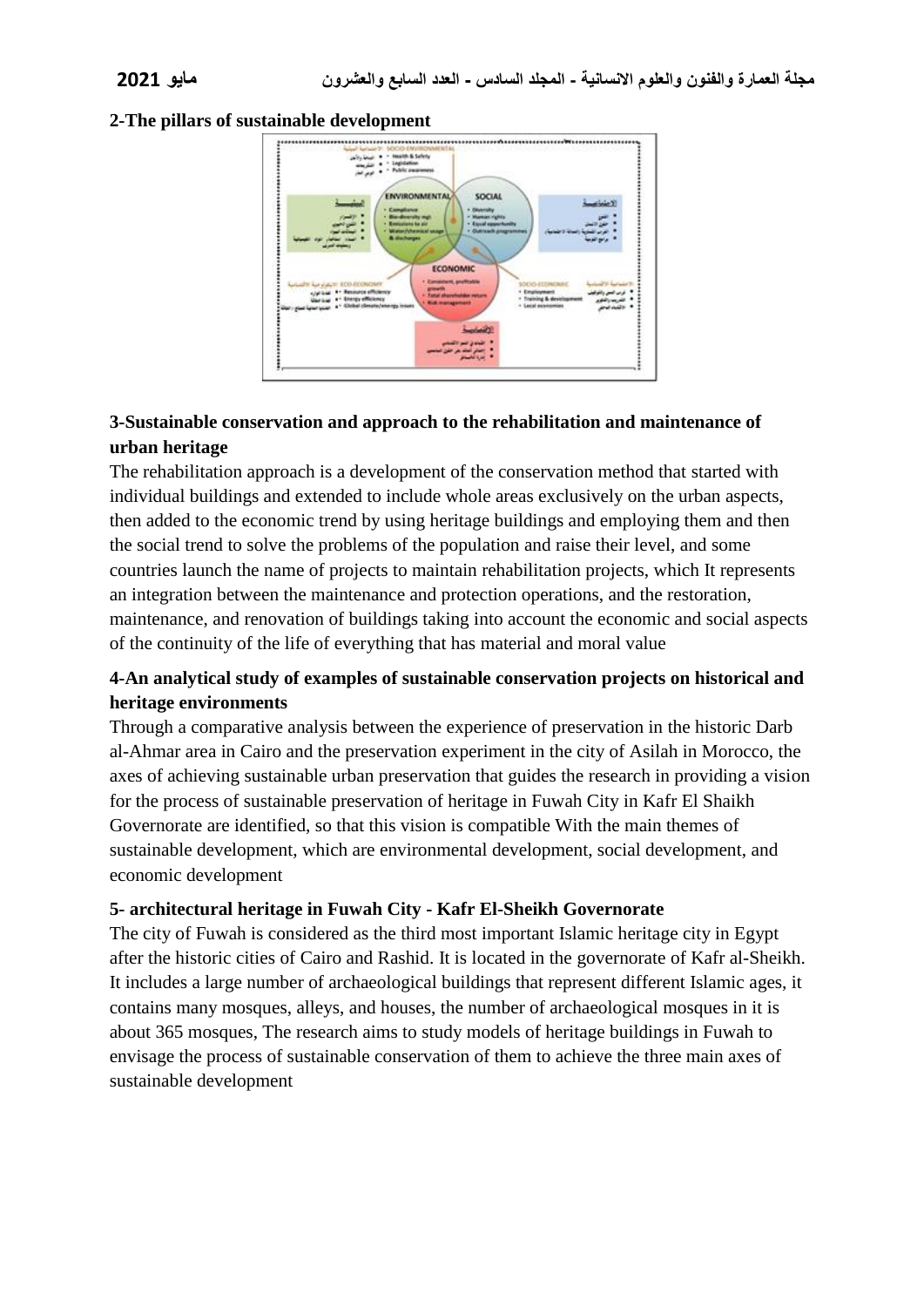**2-The pillars of sustainable development**

**3-Sustainable conservation and approach to the rehabilitation and maintenance of urban heritage**

The rehabilitation approach is a development of the conservation method that started with individual buildings and extended to include whole areas exclusively on the urban aspects, then added to the economic trend by using heritage buildings and employing them and then the social trend to solve the problems of the population and raise their level, and some countries launch the name of projects to maintain rehabilitation projects, which It represents an integration between the maintenance and protection operations, and the restoration, maintenance, and renovation of buildings taking into account the economic and social aspects of the continuity of the life of everything that has material and moral value

**4-An analytical study of examples of sustainable conservation projects on historical and heritage environments**

Through a comparative analysis between the experience of preservation in the historic Darb al-Ahmar area in Cairo and the preservation experiment in the city of Asilah in Morocco, the axes of achieving sustainable urban preservation that guides the research in providing a vision for the process of sustainable preservation of heritage in Fuwah City in Kafr El Shaikh Governorate are identified, so that this vision is compatible With the main themes of sustainable development, which are environmental development, social development, and economic development

**5- architectural heritage in Fuwah City - Kafr El-Sheikh Governorate**

The city of Fuwah is considered as the third most important Islamic heritage city in Egypt after the historic cities of Cairo and Rashid. It is located in the governorate of Kafr al-Sheikh. It includes a large number of archaeological buildings that represent different Islamic ages, it contains many mosques, alleys, and houses, the number of archaeological mosques in it is about 365 mosques, The research aims to study models of heritage buildings in Fuwah to envisage the process of sustainable conservation of them to achieve the three main axes of sustainable development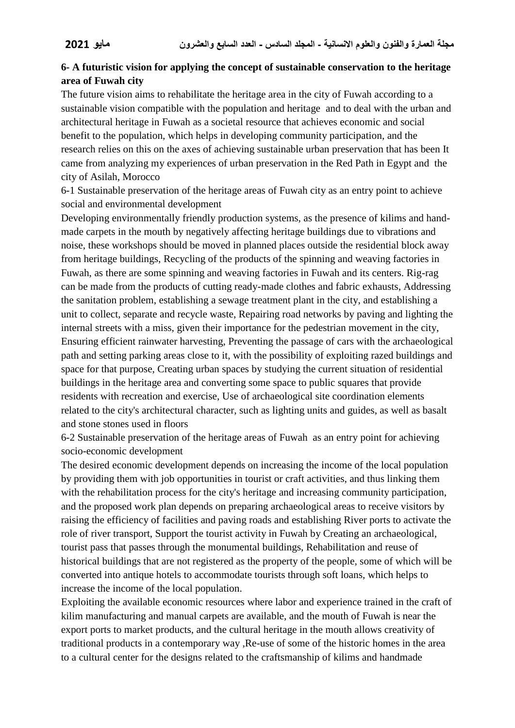**6- A futuristic vision for applying the concept of sustainable conservation to the heritage area of Fuwah city**

The future vision aims to rehabilitate the heritage area in the city of Fuwah according to a sustainable vision compatible with the population and heritage and to deal with the urban and architectural heritage in Fuwah as a societal resource that achieves economic and social benefit to the population, which helps in developing community participation, and the research relies on this on the axes of achieving sustainable urban preservation that has been It came from analyzing my experiences of urban preservation in the Red Path in Egypt and the city of Asilah, Morocco

6-1 Sustainable preservation of the heritage areas of Fuwah city as an entry point to achieve social and environmental development

Developing environmentally friendly production systems, as the presence of kilims and hand-made carpets in the mouth by negatively affecting heritage buildings due to vibrations and noise, these workshops should be moved in planned places outside the residential block away from heritage buildings, Recycling of the products of the spinning and weaving factories in Fuwah, as there are some spinning and weaving factories in Fuwah and its centers. Rig-rag can be made from the products of cutting ready-made clothes and fabric exhausts, Addressing the sanitation problem, establishing a sewage treatment plant in the city, and establishing a unit to collect, separate and recycle waste, Repairing road networks by paving and lighting the internal streets with a miss, given their importance for the pedestrian movement in the city, Ensuring efficient rainwater harvesting, Preventing the passage of cars with the archaeological path and setting parking areas close to it, with the possibility of exploiting razed buildings and space for that purpose, Creating urban spaces by studying the current situation of residential buildings in the heritage area and converting some space to public squares that provide residents with recreation and exercise, Use of archaeological site coordination elements related to the city's architectural character, such as lighting units and guides, as well as basalt and stone stones used in floors

6-2 Sustainable preservation of the heritage areas of Fuwah as an entry point for achieving socio-economic development

The desired economic development depends on increasing the income of the local population by providing them with job opportunities in tourist or craft activities, and thus linking them with the rehabilitation process for the city's heritage and increasing community participation, and the proposed work plan depends on preparing archaeological areas to receive visitors by raising the efficiency of facilities and paving roads and establishing River ports to activate the role of river transport, Support the tourist activity in Fuwah by Creating an archaeological, tourist pass that passes through the monumental buildings, Rehabilitation and reuse of historical buildings that are not registered as the property of the people, some of which will be converted into antique hotels to accommodate tourists through soft loans, which helps to increase the income of the local population.

Exploiting the available economic resources where labor and experience trained in the craft of kilim manufacturing and manual carpets are available, and the mouth of Fuwah is near the export ports to market products, and the cultural heritage in the mouth allows creativity of traditional products in a contemporary way ,Re-use of some of the historic homes in the area to a cultural center for the designs related to the craftsmanship of kilims and handmade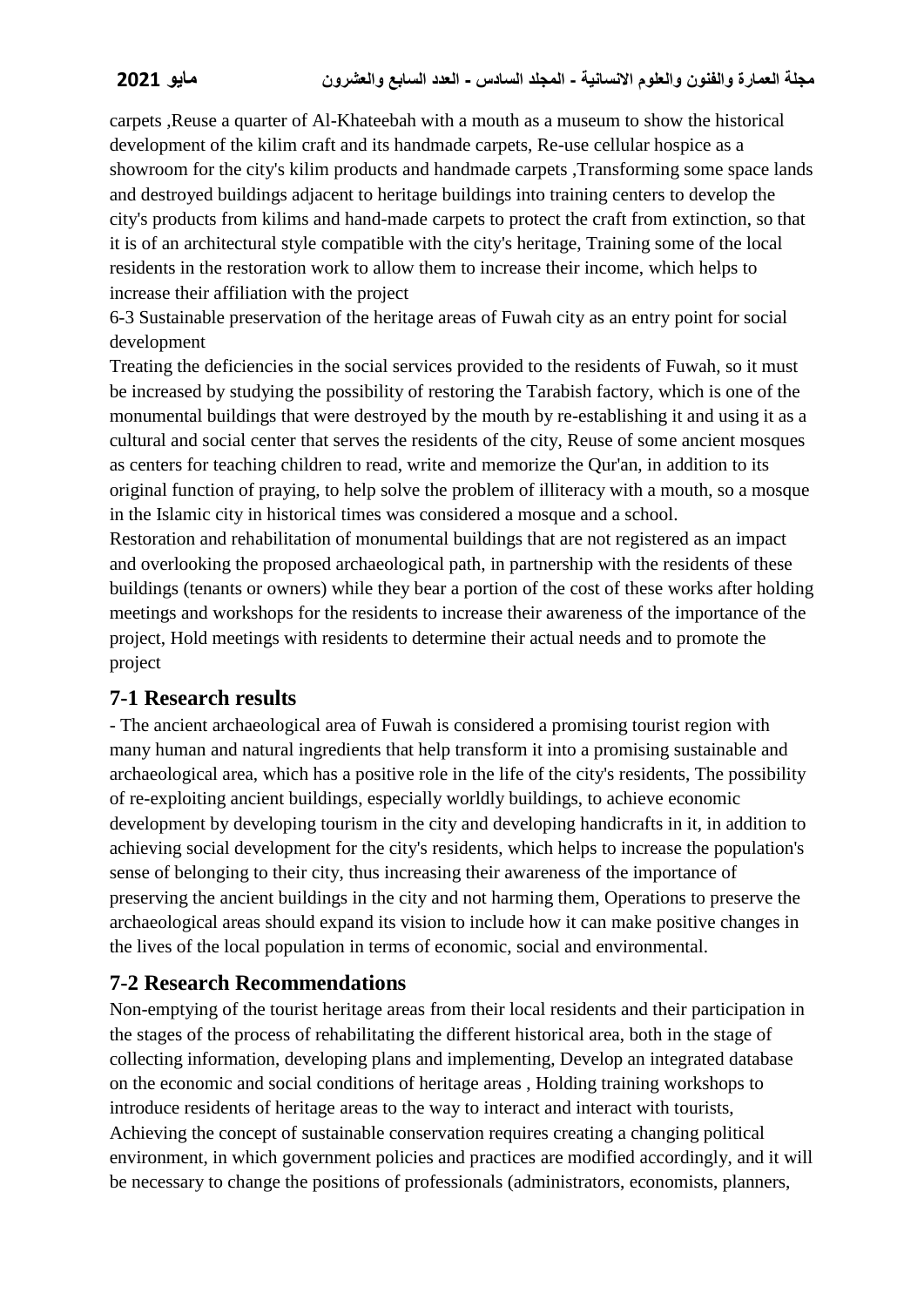carpets ,Reuse a quarter of Al-Khateebah with a mouth as a museum to show the historical development of the kilim craft and its handmade carpets, Re-use cellular hospice as a showroom for the city's kilim products and handmade carpets ,Transforming some space lands and destroyed buildings adjacent to heritage buildings into training centers to develop the city's products from kilims and hand-made carpets to protect the craft from extinction, so that it is of an architectural style compatible with the city's heritage, Training some of the local residents in the restoration work to allow them to increase their income, which helps to increase their affiliation with the project

6-3 Sustainable preservation of the heritage areas of Fuwah city as an entry point for social development

Treating the deficiencies in the social services provided to the residents of Fuwah, so it must be increased by studying the possibility of restoring the Tarabish factory, which is one of the monumental buildings that were destroyed by the mouth by re-establishing it and using it as a cultural and social center that serves the residents of the city, Reuse of some ancient mosques as centers for teaching children to read, write and memorize the Qur'an, in addition to its original function of praying, to help solve the problem of illiteracy with a mouth, so a mosque in the Islamic city in historical times was considered a mosque and a school.

Restoration and rehabilitation of monumental buildings that are not registered as an impact and overlooking the proposed archaeological path, in partnership with the residents of these buildings (tenants or owners) while they bear a portion of the cost of these works after holding meetings and workshops for the residents to increase their awareness of the importance of the project, Hold meetings with residents to determine their actual needs and to promote the project

## 7-1 Research results

- The ancient archaeological area of Fuwah is considered a promising tourist region with many human and natural ingredients that help transform it into a promising sustainable and archaeological area, which has a positive role in the life of the city's residents, The possibility of re-exploiting ancient buildings, especially worldly buildings, to achieve economic development by developing tourism in the city and developing handicrafts in it, in addition to achieving social development for the city's residents, which helps to increase the population's sense of belonging to their city, thus increasing their awareness of the importance of preserving the ancient buildings in the city and not harming them, Operations to preserve the archaeological areas should expand its vision to include how it can make positive changes in the lives of the local population in terms of economic, social and environmental.

## 7-2 Research Recommendations

Non-emptying of the tourist heritage areas from their local residents and their participation in the stages of the process of rehabilitating the different historical area, both in the stage of collecting information, developing plans and implementing, Develop an integrated database on the economic and social conditions of heritage areas , Holding training workshops to introduce residents of heritage areas to the way to interact and interact with tourists, Achieving the concept of sustainable conservation requires creating a changing political environment, in which government policies and practices are modified accordingly, and it will be necessary to change the positions of professionals (administrators, economists, planners,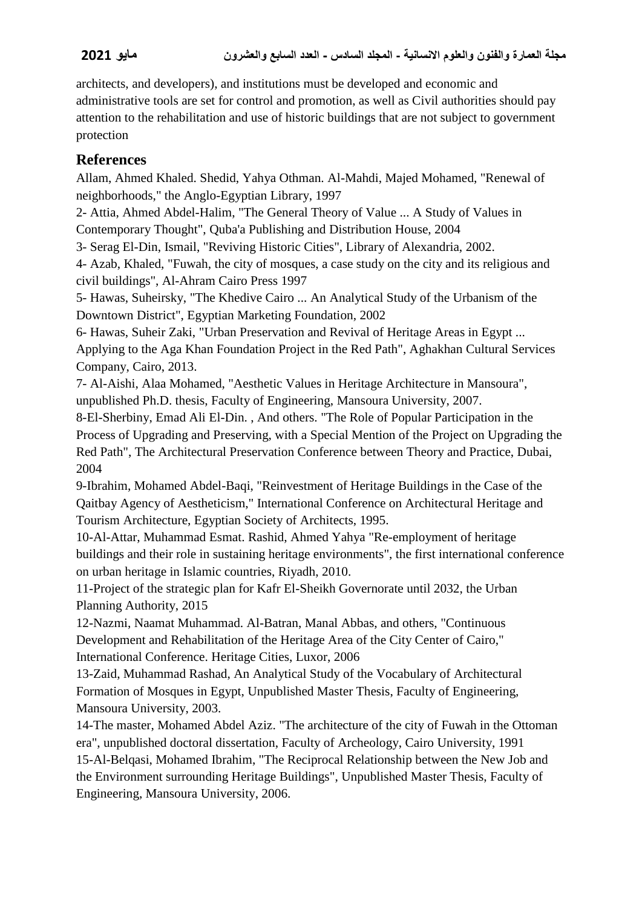architects, and developers), and institutions must be developed and economic and administrative tools are set for control and promotion, as well as Civil authorities should pay attention to the rehabilitation and use of historic buildings that are not subject to government protection

## References

Allam, Ahmed Khaled. Shedid, Yahya Othman. Al-Mahdi, Majed Mohamed, "Renewal of neighborhoods," the Anglo-Egyptian Library, 1997

2- Attia, Ahmed Abdel-Halim, "The General Theory of Value ... A Study of Values in Contemporary Thought", Quba'a Publishing and Distribution House, 2004

3- Serag El-Din, Ismail, "Reviving Historic Cities", Library of Alexandria, 2002.

4- Azab, Khaled, "Fuwah, the city of mosques, a case study on the city and its religious and civil buildings", Al-Ahram Cairo Press 1997

5- Hawas, Suheirsky, "The Khedive Cairo ... An Analytical Study of the Urbanism of the Downtown District", Egyptian Marketing Foundation, 2002

6- Hawas, Suheir Zaki, "Urban Preservation and Revival of Heritage Areas in Egypt ... Applying to the Aga Khan Foundation Project in the Red Path", Aghakhan Cultural Services Company, Cairo, 2013.

7- Al-Aishi, Alaa Mohamed, "Aesthetic Values in Heritage Architecture in Mansoura", unpublished Ph.D. thesis, Faculty of Engineering, Mansoura University, 2007.

8-El-Sherbiny, Emad Ali El-Din. , And others. "The Role of Popular Participation in the Process of Upgrading and Preserving, with a Special Mention of the Project on Upgrading the Red Path", The Architectural Preservation Conference between Theory and Practice, Dubai, 2004

9-Ibrahim, Mohamed Abdel-Baqi, "Reinvestment of Heritage Buildings in the Case of the Qaitbay Agency of Aestheticism," International Conference on Architectural Heritage and Tourism Architecture, Egyptian Society of Architects, 1995.

10-Al-Attar, Muhammad Esmat. Rashid, Ahmed Yahya "Re-employment of heritage buildings and their role in sustaining heritage environments", the first international conference on urban heritage in Islamic countries, Riyadh, 2010.

11-Project of the strategic plan for Kafr El-Sheikh Governorate until 2032, the Urban Planning Authority, 2015

12-Nazmi, Naamat Muhammad. Al-Batran, Manal Abbas, and others, "Continuous Development and Rehabilitation of the Heritage Area of the City Center of Cairo," International Conference. Heritage Cities, Luxor, 2006

13-Zaid, Muhammad Rashad, An Analytical Study of the Vocabulary of Architectural Formation of Mosques in Egypt, Unpublished Master Thesis, Faculty of Engineering, Mansoura University, 2003.

14-The master, Mohamed Abdel Aziz. "The architecture of the city of Fuwah in the Ottoman era", unpublished doctoral dissertation, Faculty of Archeology, Cairo University, 1991

15-Al-Belqasi, Mohamed Ibrahim, "The Reciprocal Relationship between the New Job and the Environment surrounding Heritage Buildings", Unpublished Master Thesis, Faculty of Engineering, Mansoura University, 2006.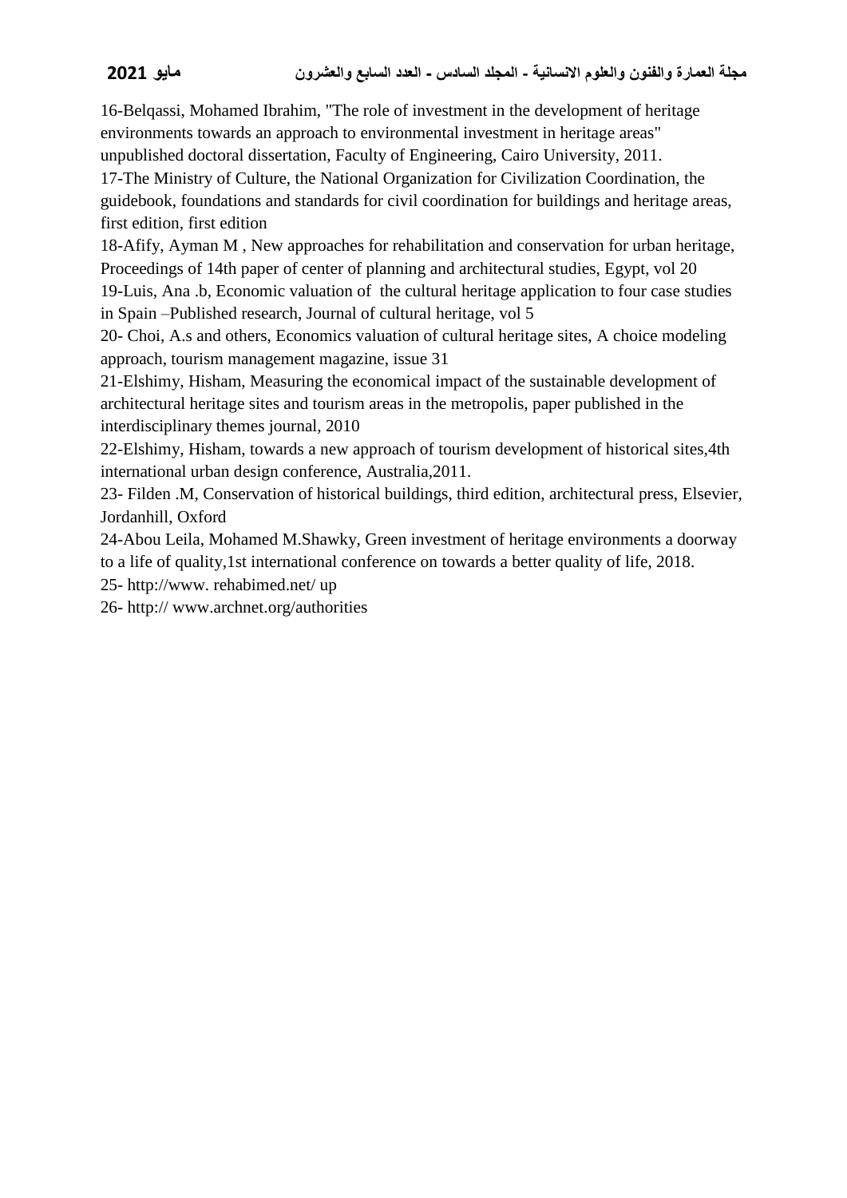16-Belqassi, Mohamed Ibrahim, "The role of investment in the development of heritage environments towards an approach to environmental investment in heritage areas" unpublished doctoral dissertation, Faculty of Engineering, Cairo University, 2011.

17-The Ministry of Culture, the National Organization for Civilization Coordination, the guidebook, foundations and standards for civil coordination for buildings and heritage areas, first edition, first edition

18-Afify, Ayman M , New approaches for rehabilitation and conservation for urban heritage, Proceedings of 14th paper of center of planning and architectural studies, Egypt, vol 20

19-Luis, Ana .b, Economic valuation of the cultural heritage application to four case studies in Spain –Published research, Journal of cultural heritage, vol 5

20- Choi, A.s and others, Economics valuation of cultural heritage sites, A choice modeling approach, tourism management magazine, issue 31

21-Elshimy, Hisham, Measuring the economical impact of the sustainable development of architectural heritage sites and tourism areas in the metropolis, paper published in the interdisciplinary themes journal, 2010

22-Elshimy, Hisham, towards a new approach of tourism development of historical sites,4th international urban design conference, Australia,2011.

23- Filden .M, Conservation of historical buildings, third edition, architectural press, Elsevier, Jordanhill, Oxford

24-Abou Leila, Mohamed M.Shawky, Green investment of heritage environments a doorway to a life of quality,1st international conference on towards a better quality of life, 2018.

25- http://www. rehabimed.net/ up

26- http:// www.archnet.org/authorities